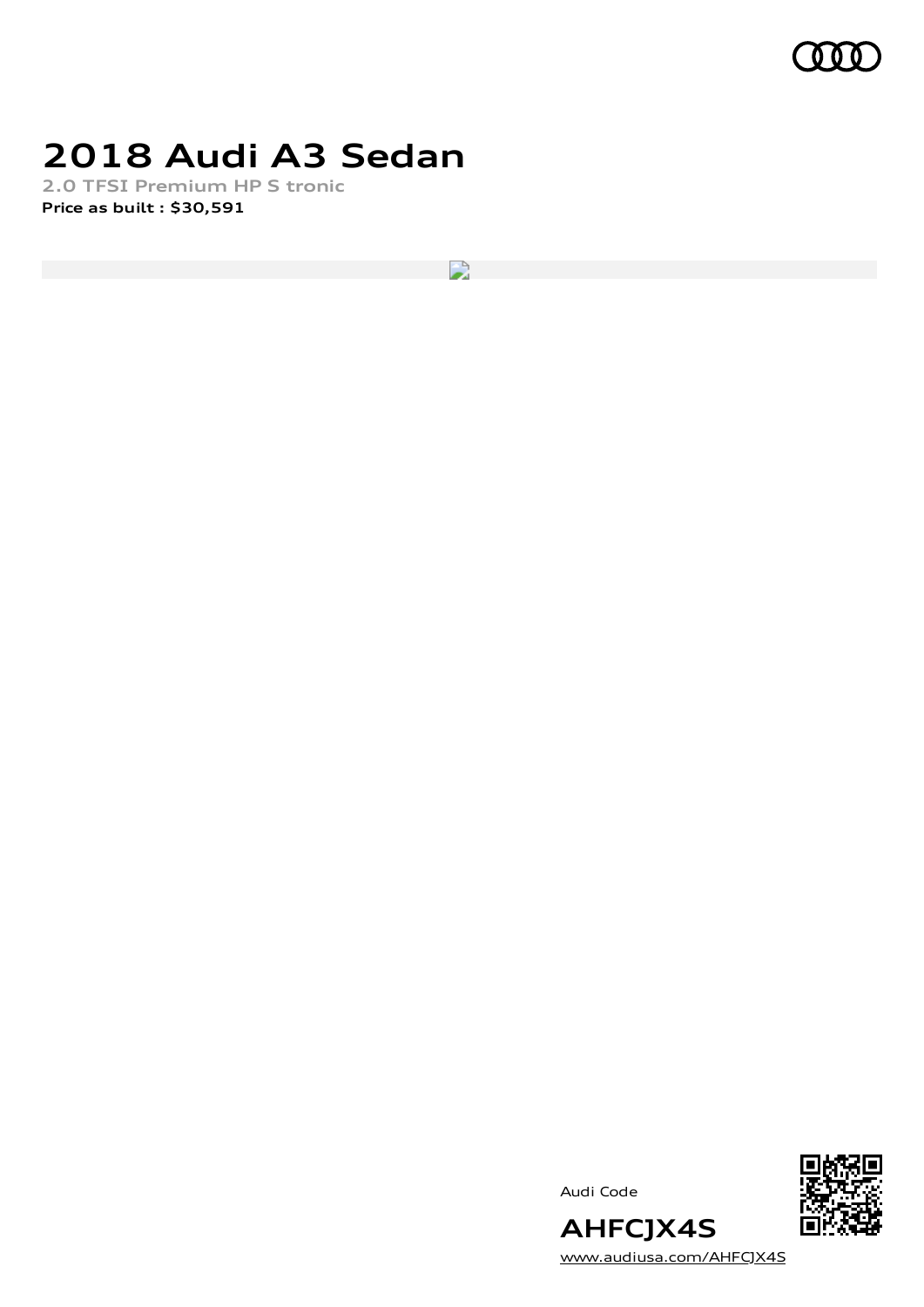# 2018 Audi A3 Sedan

2.0 TFSI Premium HP S tronic

**Price as built : $30,591**

Audi Code

## AHFCJX4S

www.audiusa.com/AHFCJX4S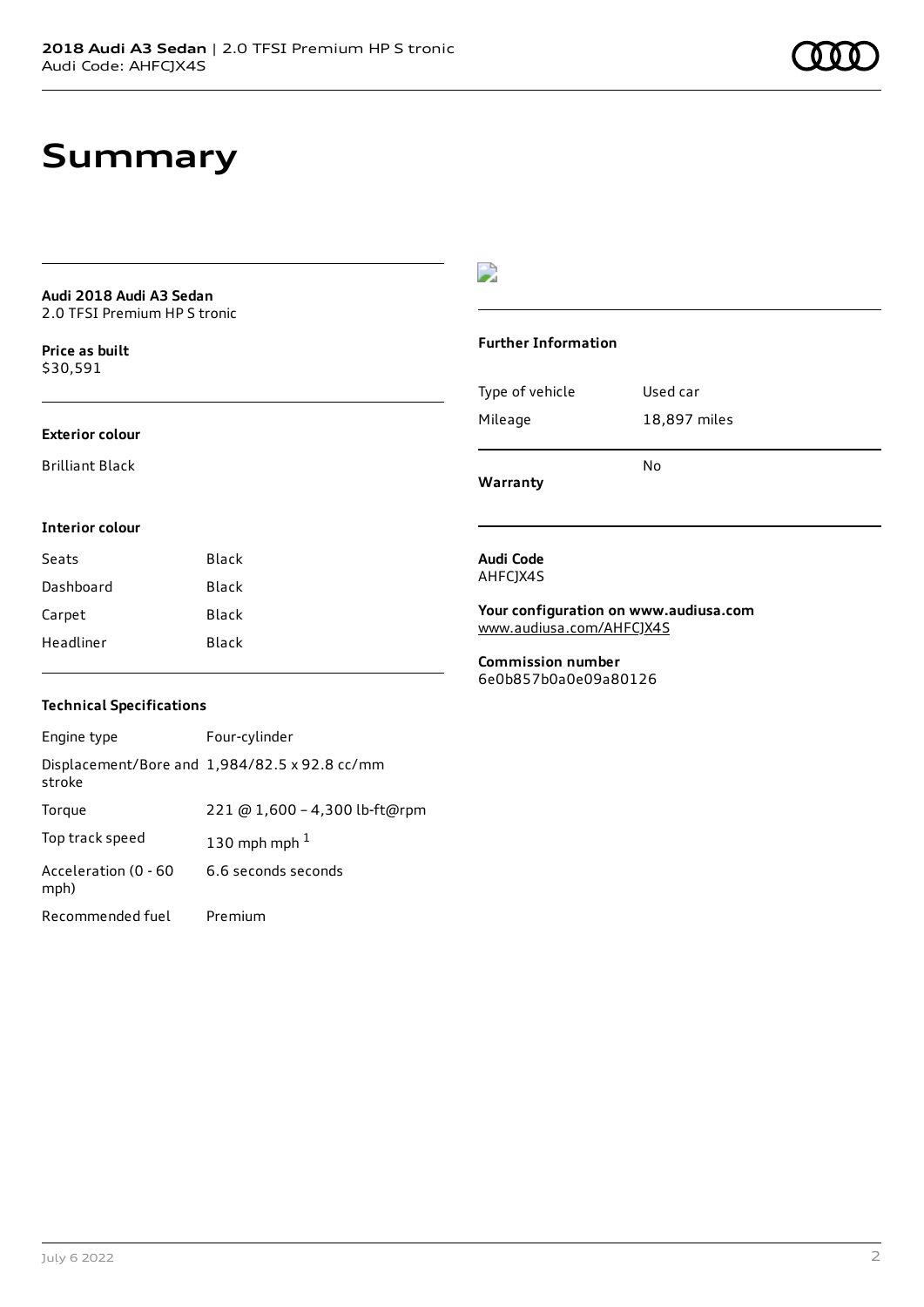# Summary

**Audi 2018 Audi A3 Sedan**
2.0 TFSI Premium HP S tronic

**Price as built**
$30,591

**Exterior colour**

Brilliant Black

**Interior colour**

| Seats | Black |
| --- | --- |
| Dashboard | Black |
| Carpet | Black |
| Headliner | Black |

**Technical Specifications**

| Engine type | Four-cylinder |
| --- | --- |
| Displacement/Bore and stroke | 1,984/82.5 x 92.8 cc/mm |
| Torque | 221 @ 1,600 – 4,300 lb-ft@rpm |
| Top track speed | 130 mph mph [1] |
| Acceleration (0 - 60 mph) | 6.6 seconds seconds |
| Recommended fuel | Premium |

**Further Information**

| Type of vehicle | Used car |
| --- | --- |
| Mileage | 18,897 miles |
| **Warranty** | No |

**Audi Code**
AHFCJX4S

**Your configuration on www.audiusa.com**
www.audiusa.com/AHFCJX4S

**Commission number**
6e0b857b0a0e09a80126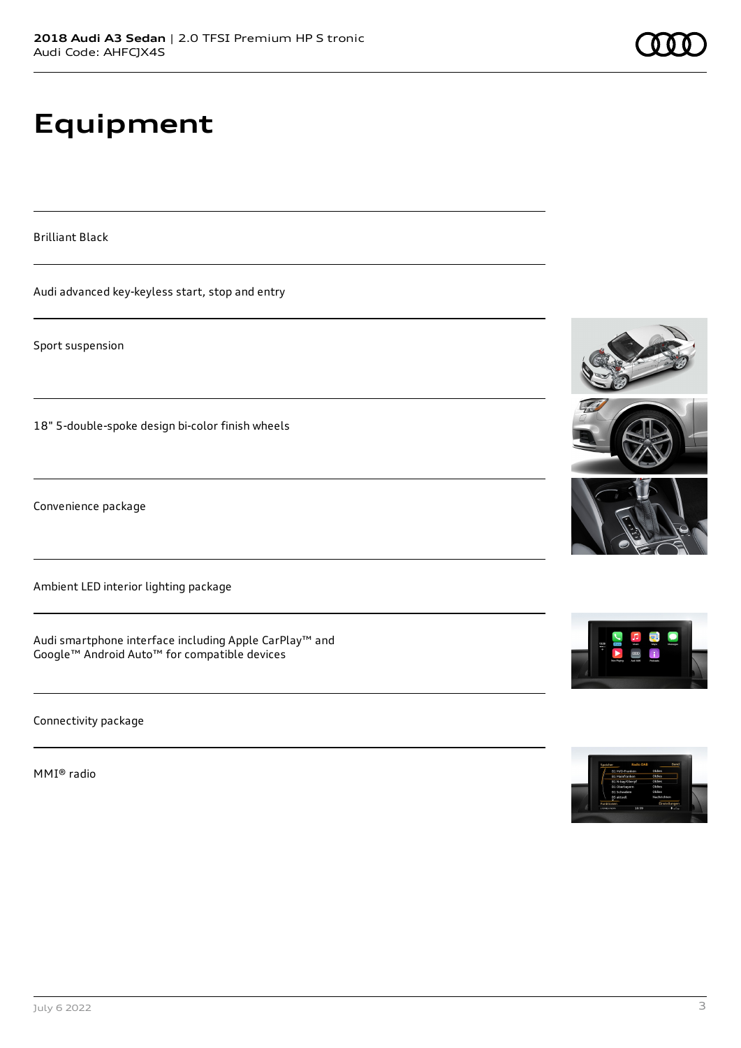# Equipment

Brilliant Black

Audi advanced key-keyless start, stop and entry

Sport suspension

18" 5-double-spoke design bi-color finish wheels

Convenience package

Ambient LED interior lighting package

Audi smartphone interface including Apple CarPlay™ and Google™ Android Auto™ for compatible devices

Connectivity package

MMI® radio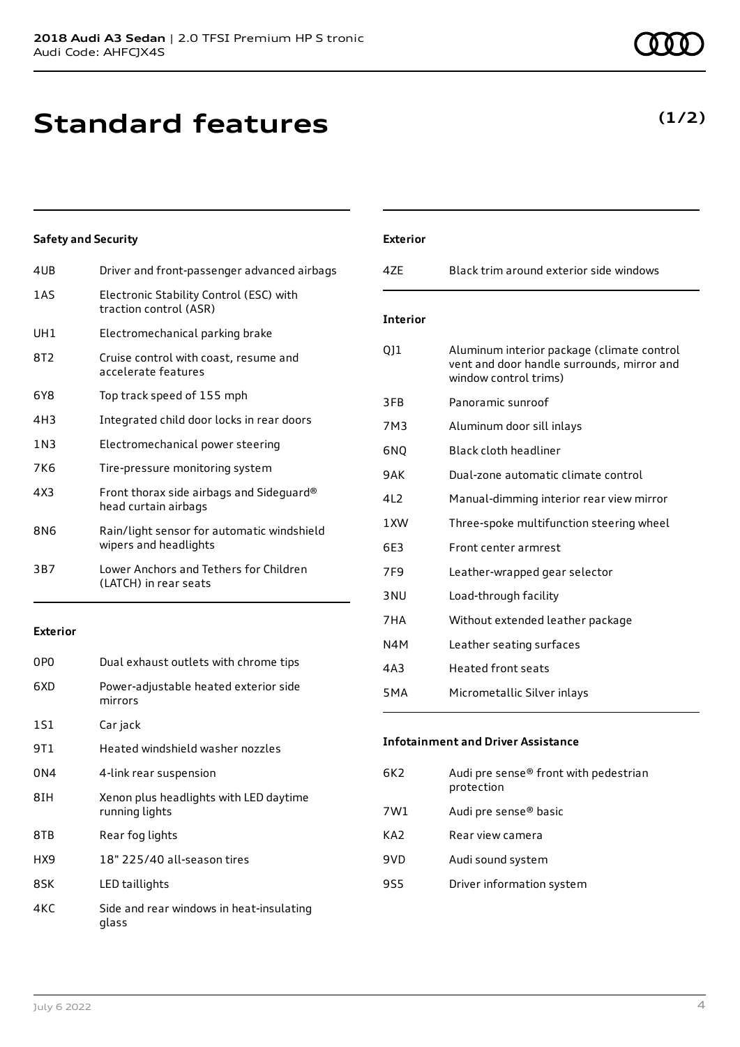# Standard features

**(1/2)**

### Safety and Security

| | |
|---|---|
| 4UB | Driver and front-passenger advanced airbags |
| 1AS | Electronic Stability Control (ESC) with traction control (ASR) |
| UH1 | Electromechanical parking brake |
| 8T2 | Cruise control with coast, resume and accelerate features |
| 6Y8 | Top track speed of 155 mph |
| 4H3 | Integrated child door locks in rear doors |
| 1N3 | Electromechanical power steering |
| 7K6 | Tire-pressure monitoring system |
| 4X3 | Front thorax side airbags and Sideguard® head curtain airbags |
| 8N6 | Rain/light sensor for automatic windshield wipers and headlights |
| 3B7 | Lower Anchors and Tethers for Children (LATCH) in rear seats |

### Exterior

| | |
|---|---|
| 0P0 | Dual exhaust outlets with chrome tips |
| 6XD | Power-adjustable heated exterior side mirrors |
| 1S1 | Car jack |
| 9T1 | Heated windshield washer nozzles |
| 0N4 | 4-link rear suspension |
| 8IH | Xenon plus headlights with LED daytime running lights |
| 8TB | Rear fog lights |
| HX9 | 18" 225/40 all-season tires |
| 8SK | LED taillights |
| 4KC | Side and rear windows in heat-insulating glass |

### Exterior

| | |
|---|---|
| 4ZE | Black trim around exterior side windows |

### Interior

| | |
|---|---|
| QJ1 | Aluminum interior package (climate control vent and door handle surrounds, mirror and window control trims) |
| 3FB | Panoramic sunroof |
| 7M3 | Aluminum door sill inlays |
| 6NQ | Black cloth headliner |
| 9AK | Dual-zone automatic climate control |
| 4L2 | Manual-dimming interior rear view mirror |
| 1XW | Three-spoke multifunction steering wheel |
| 6E3 | Front center armrest |
| 7F9 | Leather-wrapped gear selector |
| 3NU | Load-through facility |
| 7HA | Without extended leather package |
| N4M | Leather seating surfaces |
| 4A3 | Heated front seats |
| 5MA | Micrometallic Silver inlays |

### Infotainment and Driver Assistance

| | |
|---|---|
| 6K2 | Audi pre sense® front with pedestrian protection |
| 7W1 | Audi pre sense® basic |
| KA2 | Rear view camera |
| 9VD | Audi sound system |
| 9S5 | Driver information system |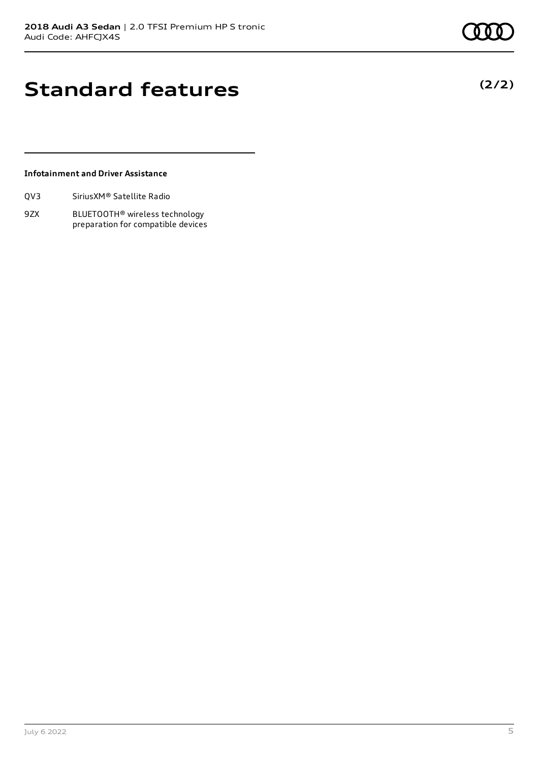# Standard features

**(2/2)**

**Infotainment and Driver Assistance**

| | |
|---|---|
| QV3 | SiriusXM® Satellite Radio |
| 9ZX | BLUETOOTH® wireless technology preparation for compatible devices |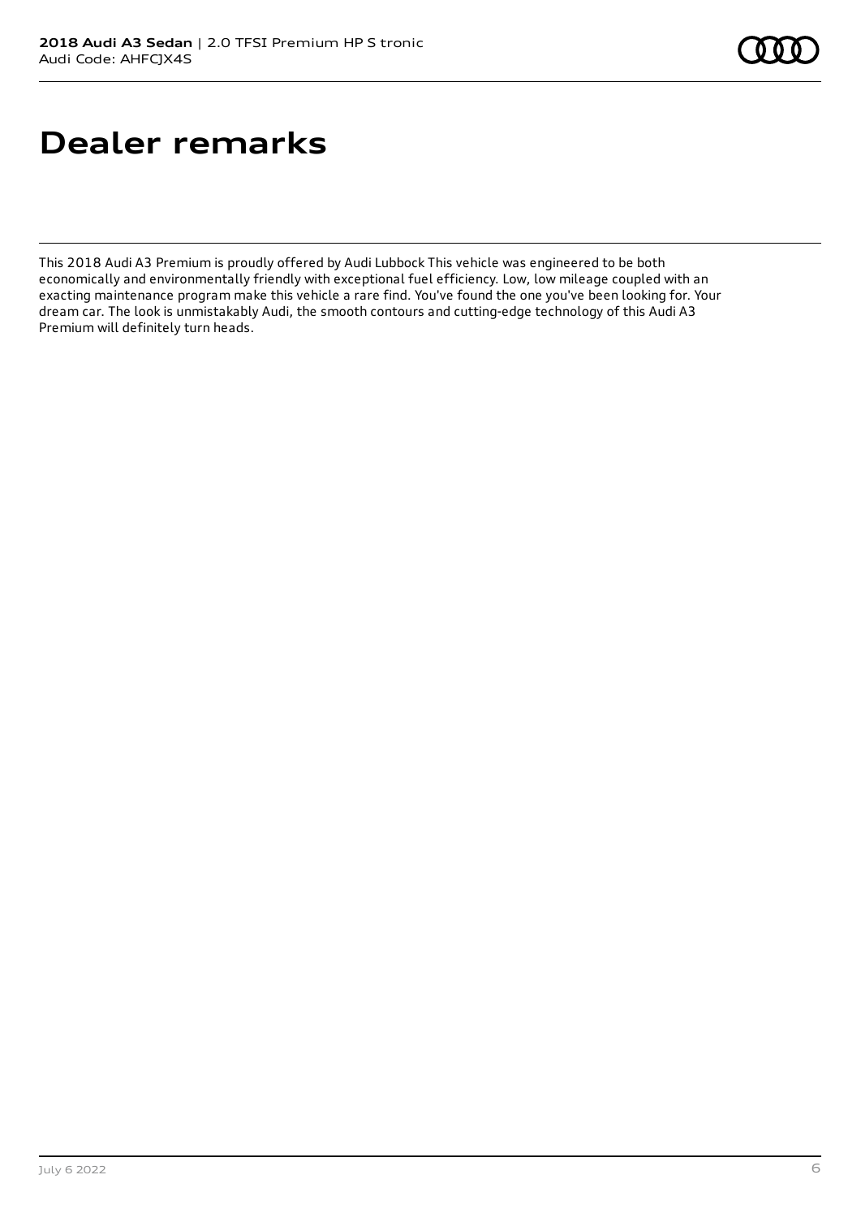# Dealer remarks

This 2018 Audi A3 Premium is proudly offered by Audi Lubbock This vehicle was engineered to be both economically and environmentally friendly with exceptional fuel efficiency. Low, low mileage coupled with an exacting maintenance program make this vehicle a rare find. You've found the one you've been looking for. Your dream car. The look is unmistakably Audi, the smooth contours and cutting-edge technology of this Audi A3 Premium will definitely turn heads.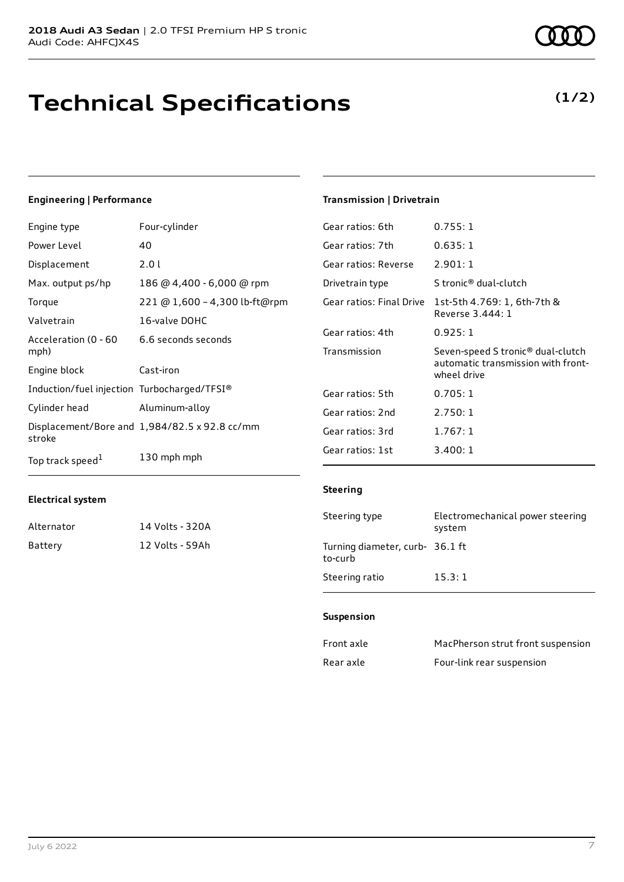# Technical Specifications

**(1/2)**

#### Engineering | Performance

| | |
|---|---|
| Engine type | Four-cylinder |
| Power Level | 40 |
| Displacement | 2.0 l |
| Max. output ps/hp | 186 @ 4,400 - 6,000 @ rpm |
| Torque | 221 @ 1,600 – 4,300 lb-ft@rpm |
| Valvetrain | 16-valve DOHC |
| Acceleration (0 - 60 mph) | 6.6 seconds seconds |
| Engine block | Cast-iron |
| Induction/fuel injection | Turbocharged/TFSI® |
| Cylinder head | Aluminum-alloy |
| Displacement/Bore and stroke | 1,984/82.5 x 92.8 cc/mm |
| Top track speed[1] | 130 mph mph |

#### Electrical system

| | |
|---|---|
| Alternator | 14 Volts - 320A |
| Battery | 12 Volts - 59Ah |

#### Transmission | Drivetrain

| | |
|---|---|
| Gear ratios: 6th | 0.755: 1 |
| Gear ratios: 7th | 0.635: 1 |
| Gear ratios: Reverse | 2.901: 1 |
| Drivetrain type | S tronic® dual-clutch |
| Gear ratios: Final Drive | 1st-5th 4.769: 1, 6th-7th & Reverse 3.444: 1 |
| Gear ratios: 4th | 0.925: 1 |
| Transmission | Seven-speed S tronic® dual-clutch automatic transmission with front-wheel drive |
| Gear ratios: 5th | 0.705: 1 |
| Gear ratios: 2nd | 2.750: 1 |
| Gear ratios: 3rd | 1.767: 1 |
| Gear ratios: 1st | 3.400: 1 |

#### Steering

| | |
|---|---|
| Steering type | Electromechanical power steering system |
| Turning diameter, curb-to-curb | 36.1 ft |
| Steering ratio | 15.3: 1 |

#### Suspension

| | |
|---|---|
| Front axle | MacPherson strut front suspension |
| Rear axle | Four-link rear suspension |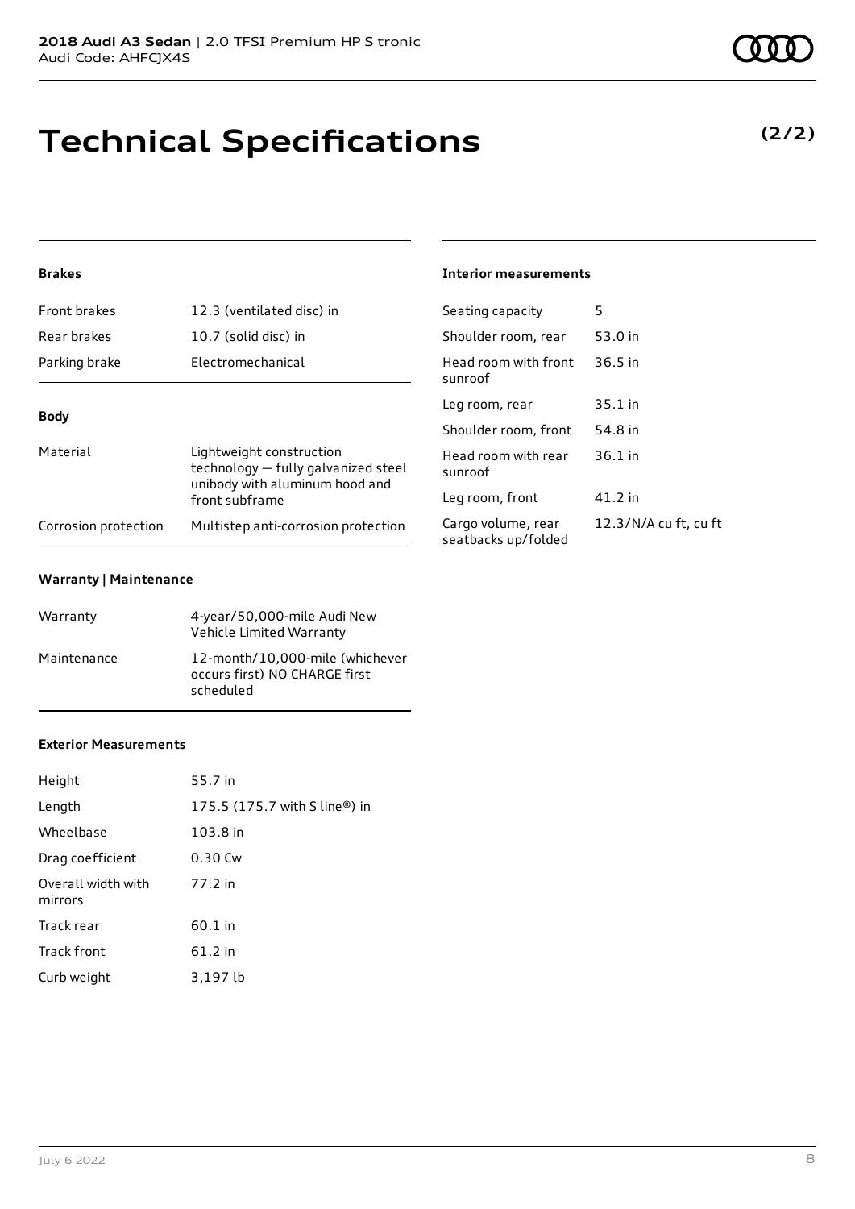# Technical Specifications

**(2/2)**

### Brakes

| | |
|---|---|
| Front brakes | 12.3 (ventilated disc) in |
| Rear brakes | 10.7 (solid disc) in |
| Parking brake | Electromechanical |

### Body

| | |
|---|---|
| Material | Lightweight construction technology — fully galvanized steel unibody with aluminum hood and front subframe |
| Corrosion protection | Multistep anti-corrosion protection |

### Warranty | Maintenance

| | |
|---|---|
| Warranty | 4-year/50,000-mile Audi New Vehicle Limited Warranty |
| Maintenance | 12-month/10,000-mile (whichever occurs first) NO CHARGE first scheduled |

### Exterior Measurements

| | |
|---|---|
| Height | 55.7 in |
| Length | 175.5 (175.7 with S line®) in |
| Wheelbase | 103.8 in |
| Drag coefficient | 0.30 Cw |
| Overall width with mirrors | 77.2 in |
| Track rear | 60.1 in |
| Track front | 61.2 in |
| Curb weight | 3,197 lb |

### Interior measurements

| | |
|---|---|
| Seating capacity | 5 |
| Shoulder room, rear | 53.0 in |
| Head room with front sunroof | 36.5 in |
| Leg room, rear | 35.1 in |
| Shoulder room, front | 54.8 in |
| Head room with rear sunroof | 36.1 in |
| Leg room, front | 41.2 in |
| Cargo volume, rear seatbacks up/folded | 12.3/N/A cu ft, cu ft |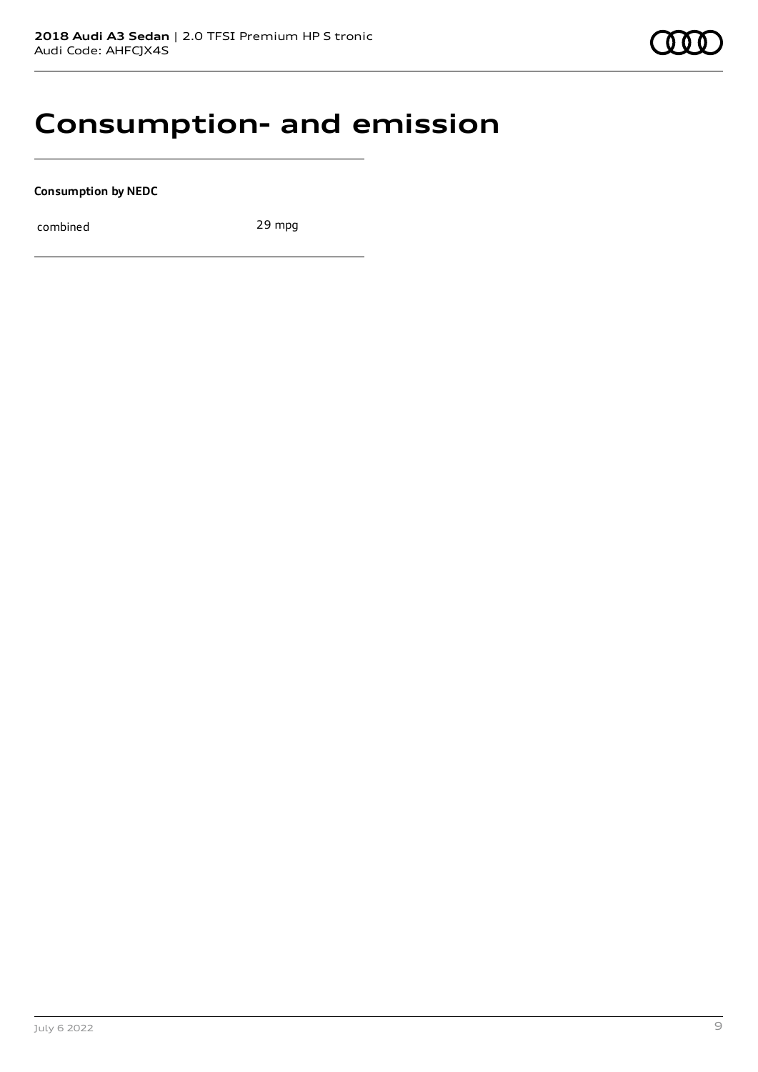# Consumption- and emission

**Consumption by NEDC**

| | |
|---|---|
| combined | 29 mpg |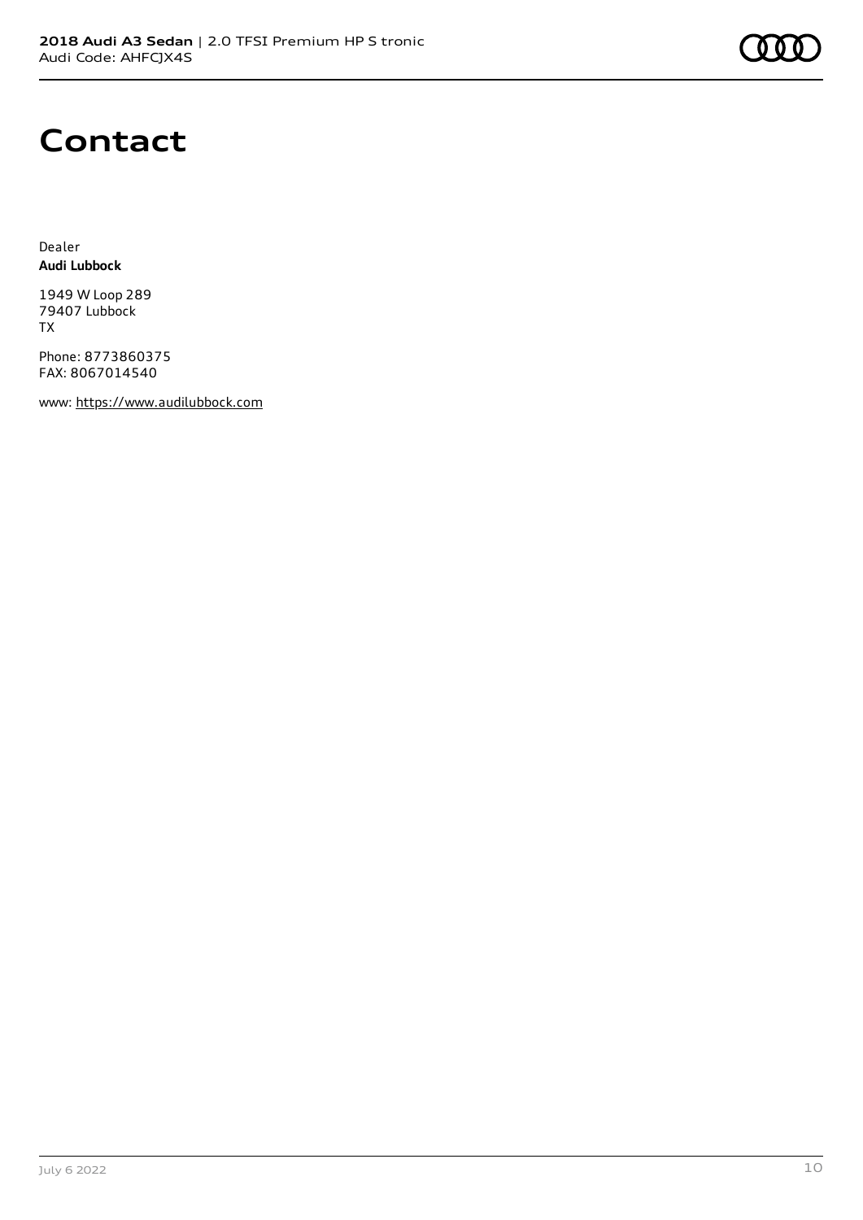# Contact

Dealer
**Audi Lubbock**

1949 W Loop 289
79407 Lubbock
TX

Phone: 8773860375
FAX: 8067014540

www: https://www.audilubbock.com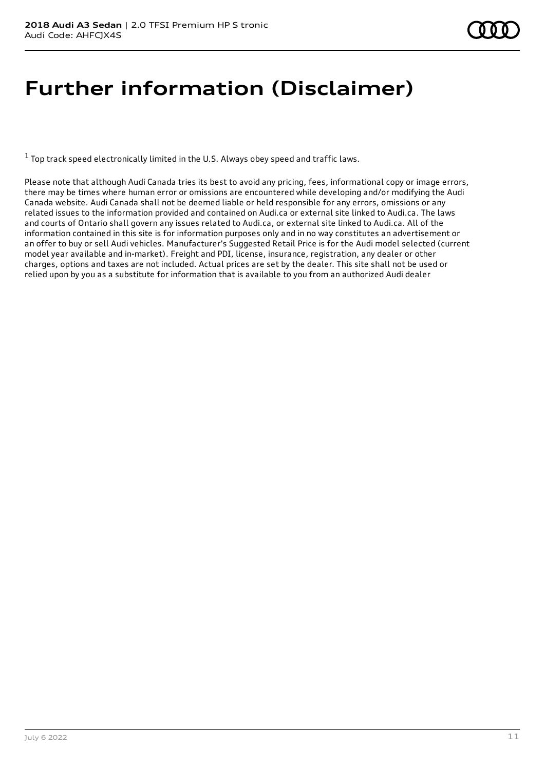# Further information (Disclaimer)

[1] Top track speed electronically limited in the U.S. Always obey speed and traffic laws.

Please note that although Audi Canada tries its best to avoid any pricing, fees, informational copy or image errors, there may be times where human error or omissions are encountered while developing and/or modifying the Audi Canada website. Audi Canada shall not be deemed liable or held responsible for any errors, omissions or any related issues to the information provided and contained on Audi.ca or external site linked to Audi.ca. The laws and courts of Ontario shall govern any issues related to Audi.ca, or external site linked to Audi.ca. All of the information contained in this site is for information purposes only and in no way constitutes an advertisement or an offer to buy or sell Audi vehicles. Manufacturer's Suggested Retail Price is for the Audi model selected (current model year available and in-market). Freight and PDI, license, insurance, registration, any dealer or other charges, options and taxes are not included. Actual prices are set by the dealer. This site shall not be used or relied upon by you as a substitute for information that is available to you from an authorized Audi dealer